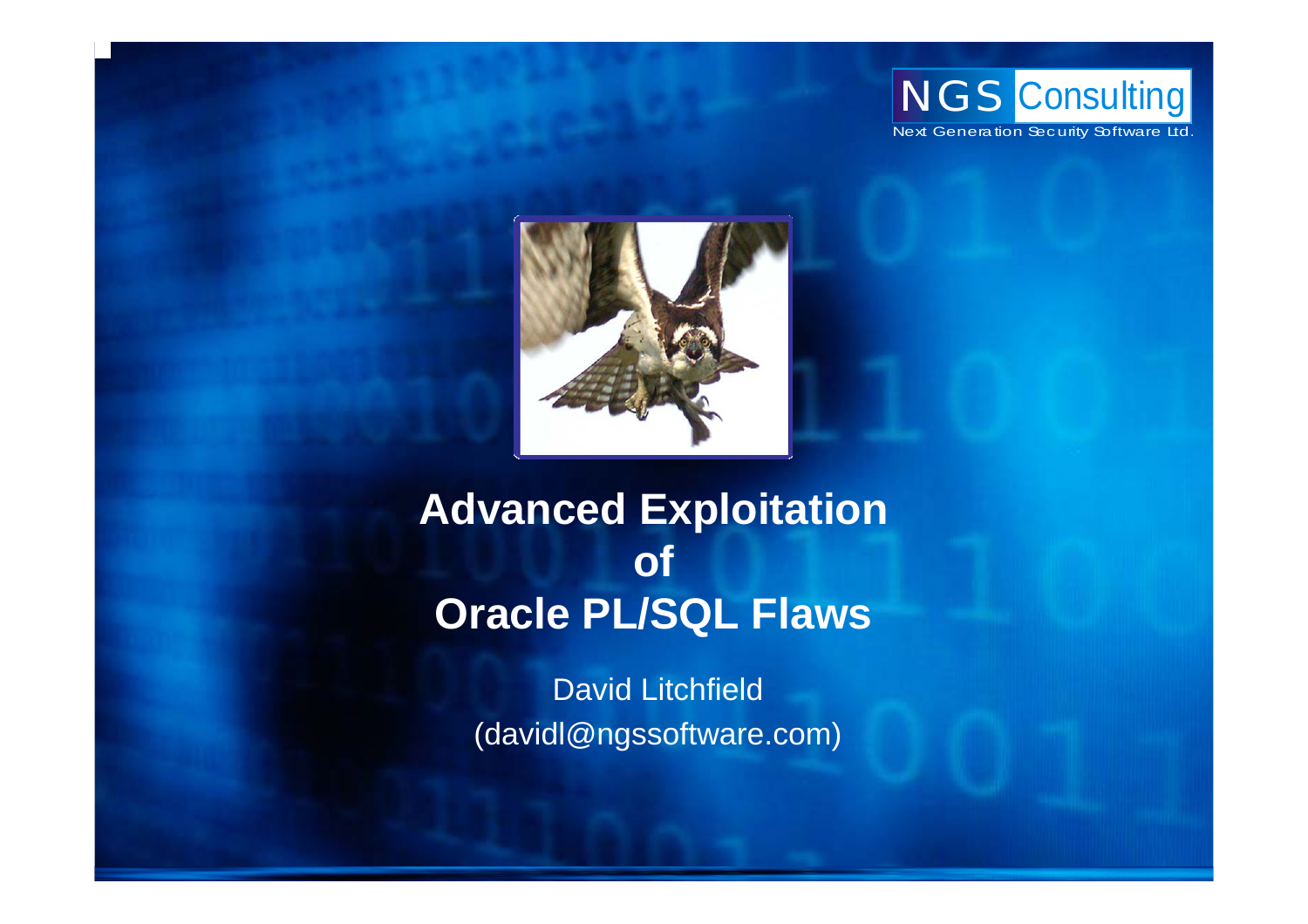NGS Consulting
Next Generation Security Software Ltd.

# Advanced Exploitation of Oracle PL/SQL Flaws

David Litchfield
(davidl@ngssoftware.com)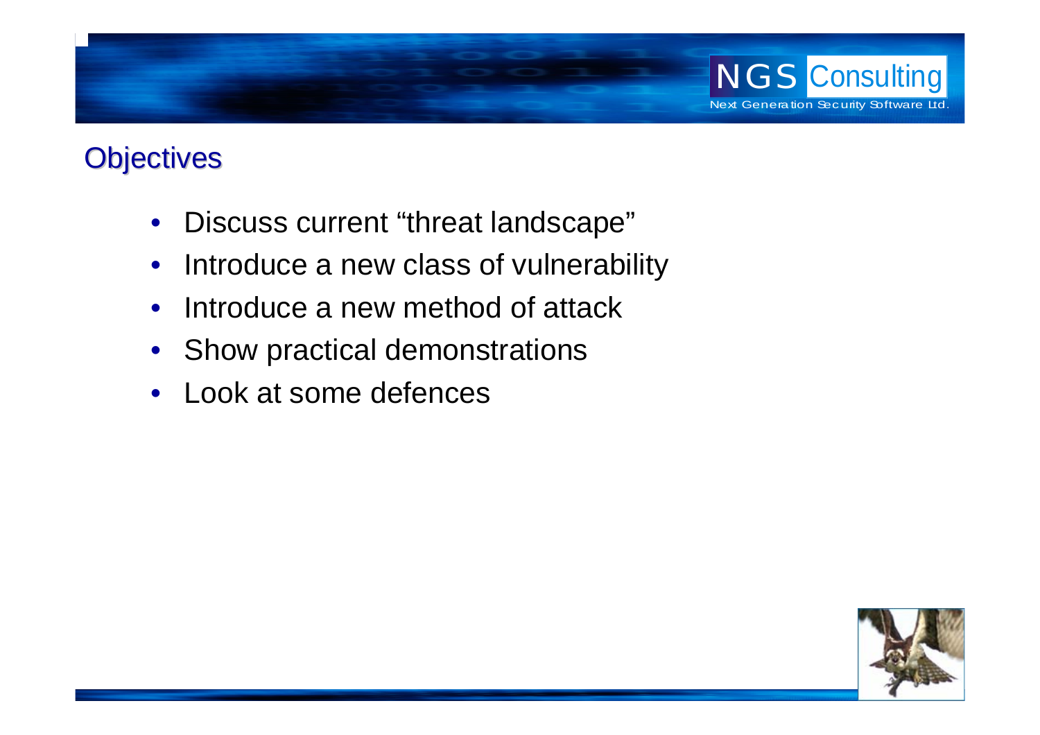## Objectives

- Discuss current “threat landscape”
- Introduce a new class of vulnerability
- Introduce a new method of attack
- Show practical demonstrations
- Look at some defences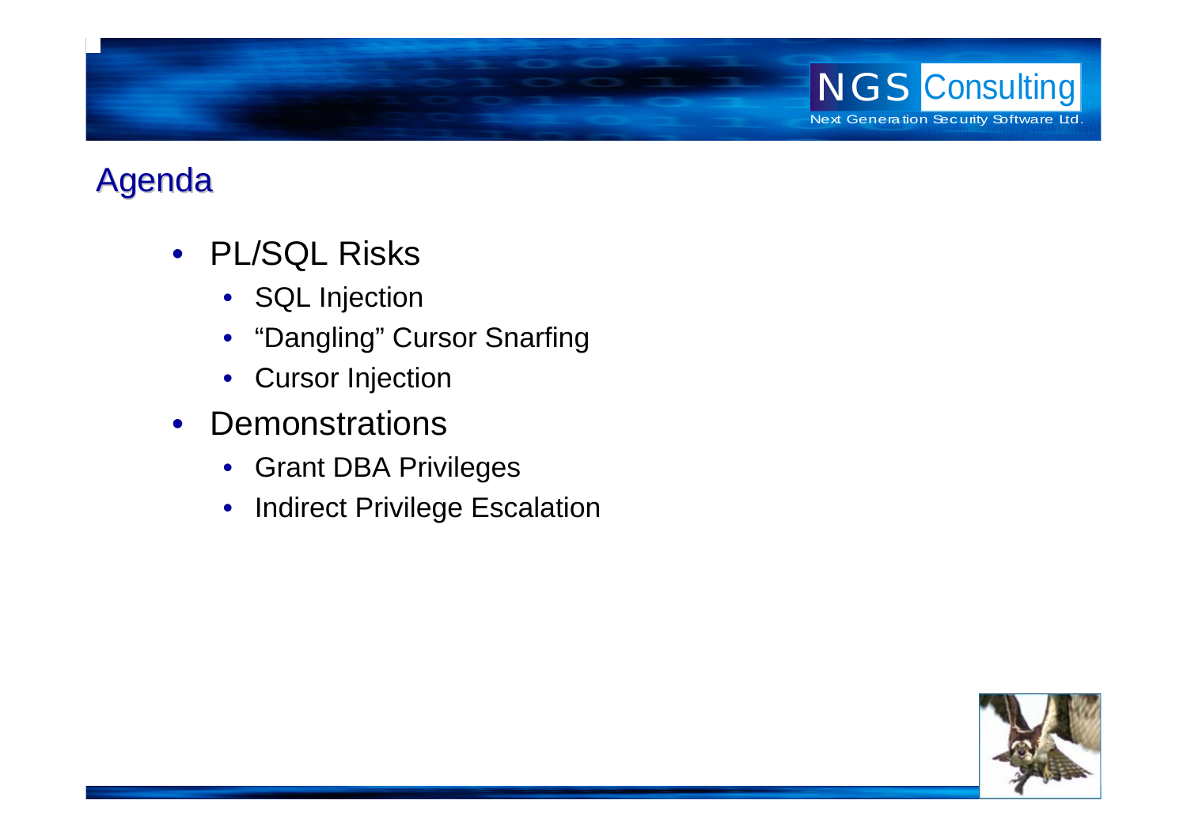## Agenda

- PL/SQL Risks
  - SQL Injection
  - "Dangling" Cursor Snarfing
  - Cursor Injection
- Demonstrations
  - Grant DBA Privileges
  - Indirect Privilege Escalation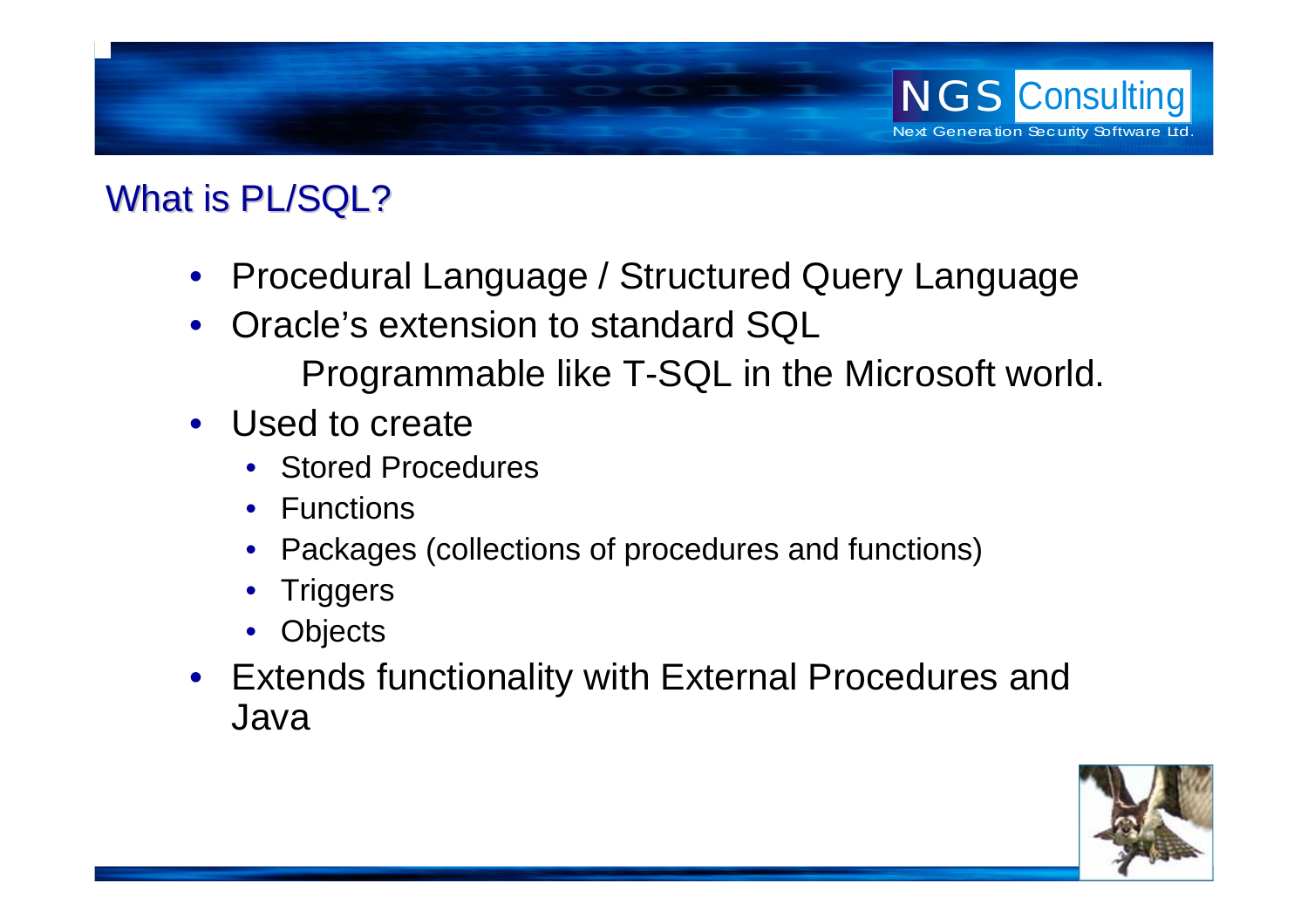## What is PL/SQL?

- Procedural Language / Structured Query Language
- Oracle's extension to standard SQL

  Programmable like T-SQL in the Microsoft world.
- Used to create
  - Stored Procedures
  - Functions
  - Packages (collections of procedures and functions)
  - Triggers
  - Objects
- Extends functionality with External Procedures and Java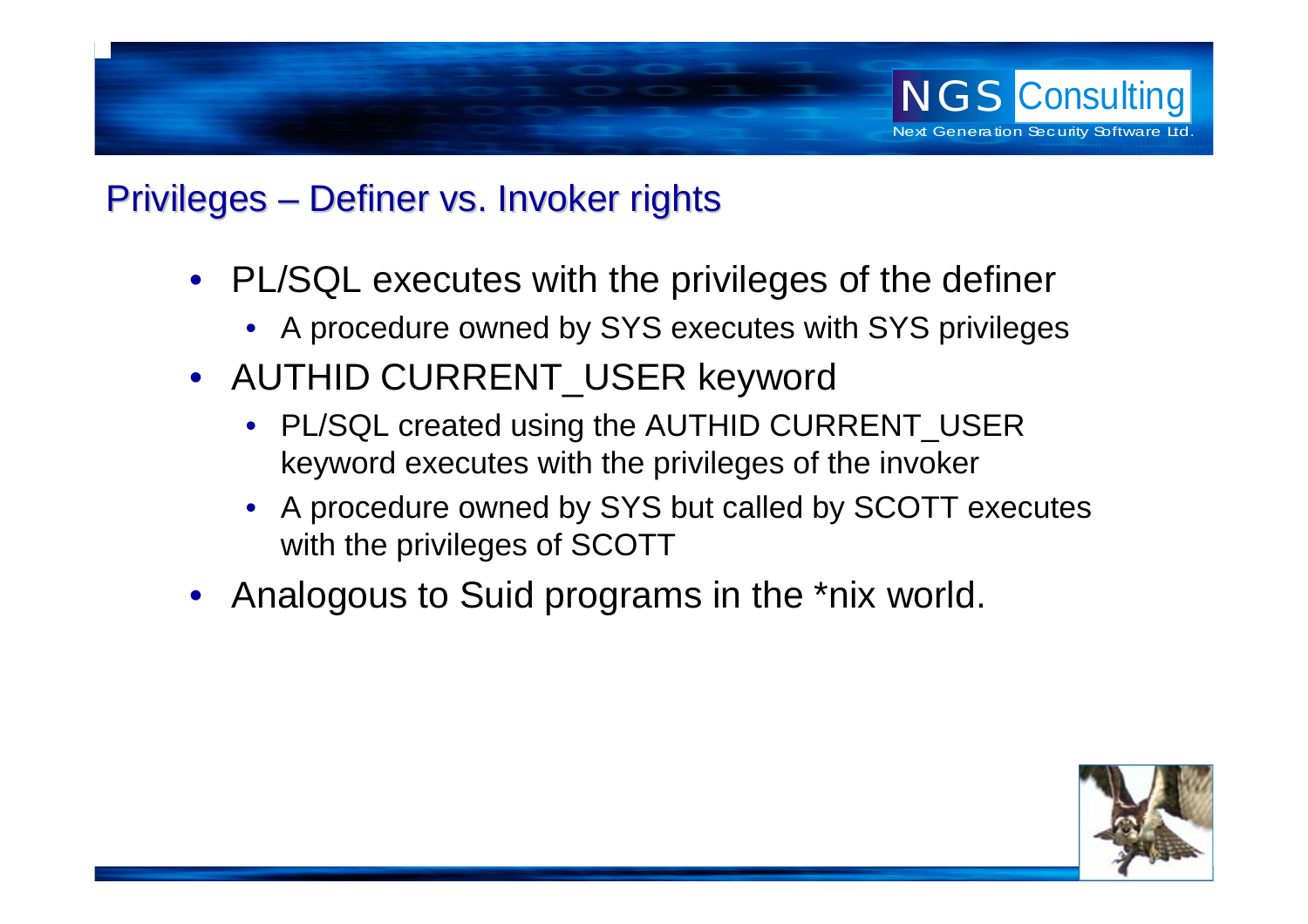## Privileges – Definer vs. Invoker rights

- PL/SQL executes with the privileges of the definer
  - A procedure owned by SYS executes with SYS privileges
- AUTHID CURRENT_USER keyword
  - PL/SQL created using the AUTHID CURRENT_USER keyword executes with the privileges of the invoker
  - A procedure owned by SYS but called by SCOTT executes with the privileges of SCOTT
- Analogous to Suid programs in the *nix world.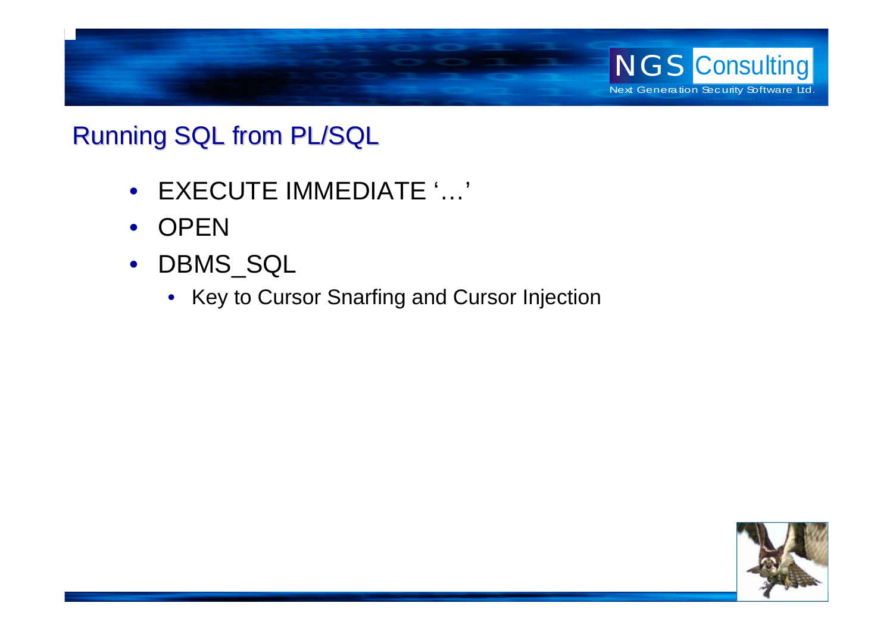## Running SQL from PL/SQL

- EXECUTE IMMEDIATE '…'
- OPEN
- DBMS_SQL
  - Key to Cursor Snarfing and Cursor Injection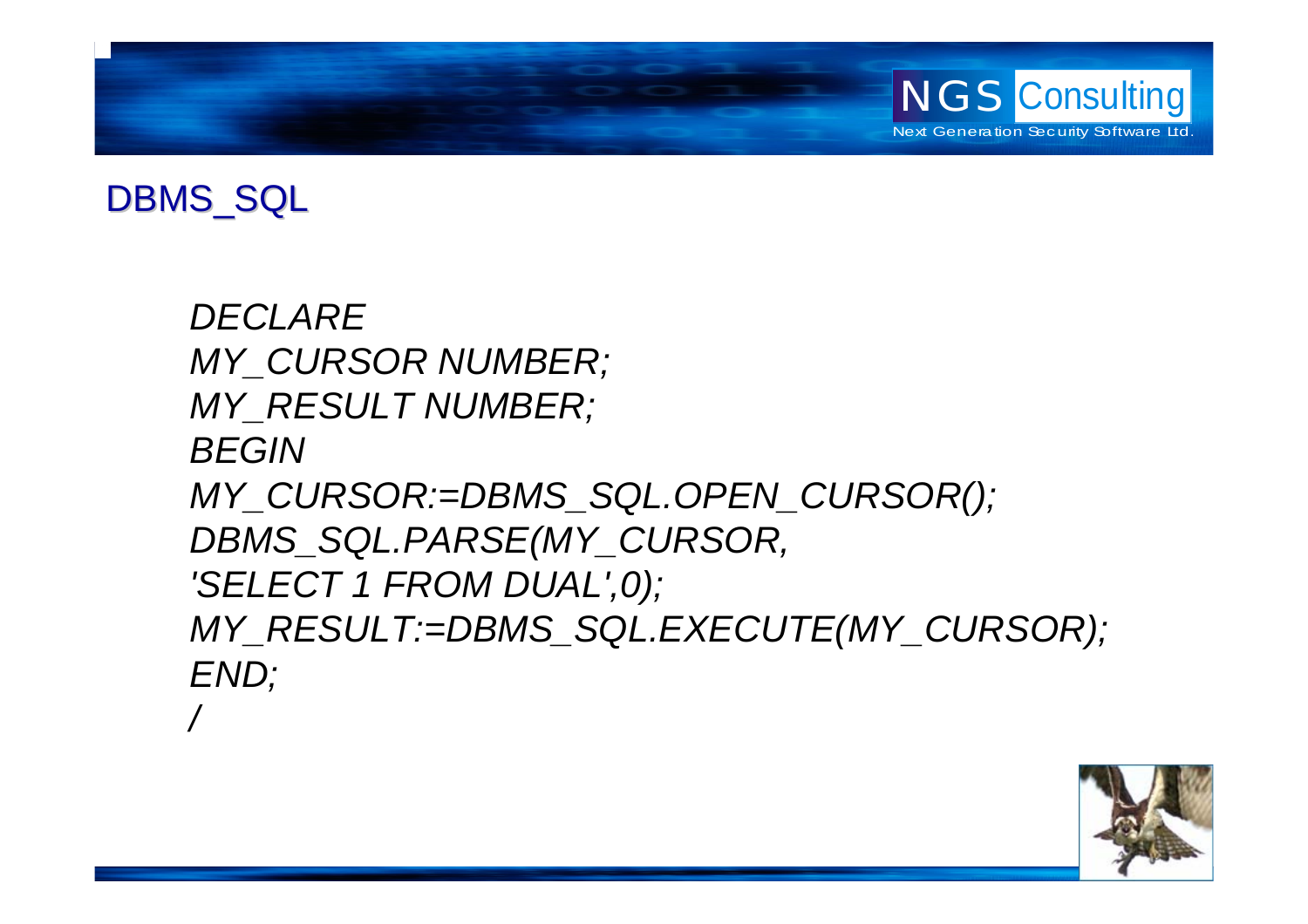# DBMS_SQL

```
DECLARE
MY_CURSOR NUMBER;
MY_RESULT NUMBER;
BEGIN
MY_CURSOR:=DBMS_SQL.OPEN_CURSOR();
DBMS_SQL.PARSE(MY_CURSOR,
'SELECT 1 FROM DUAL',0);
MY_RESULT:=DBMS_SQL.EXECUTE(MY_CURSOR);
END;
/
```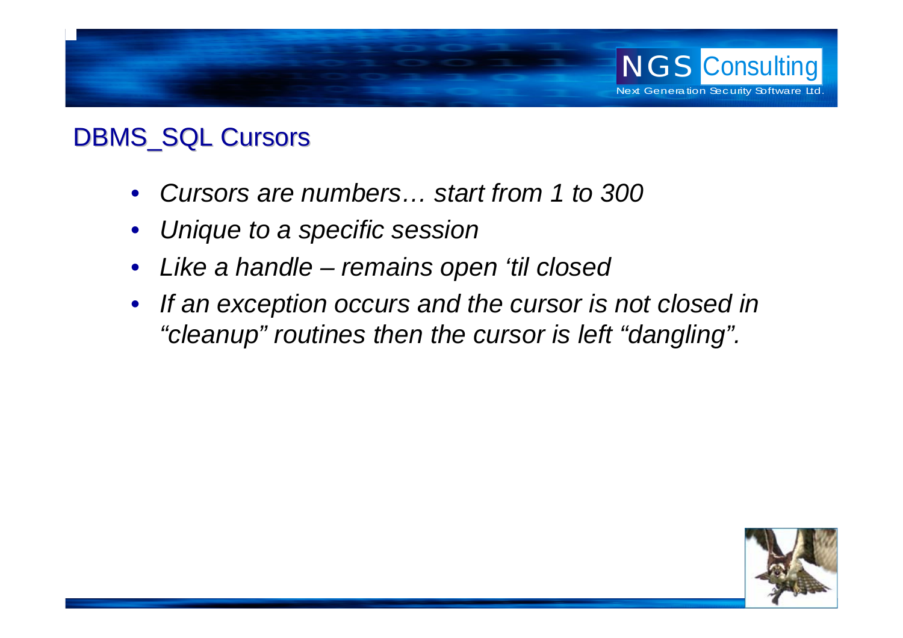## DBMS_SQL Cursors

- *Cursors are numbers… start from 1 to 300*
- *Unique to a specific session*
- *Like a handle – remains open 'til closed*
- *If an exception occurs and the cursor is not closed in "cleanup" routines then the cursor is left "dangling".*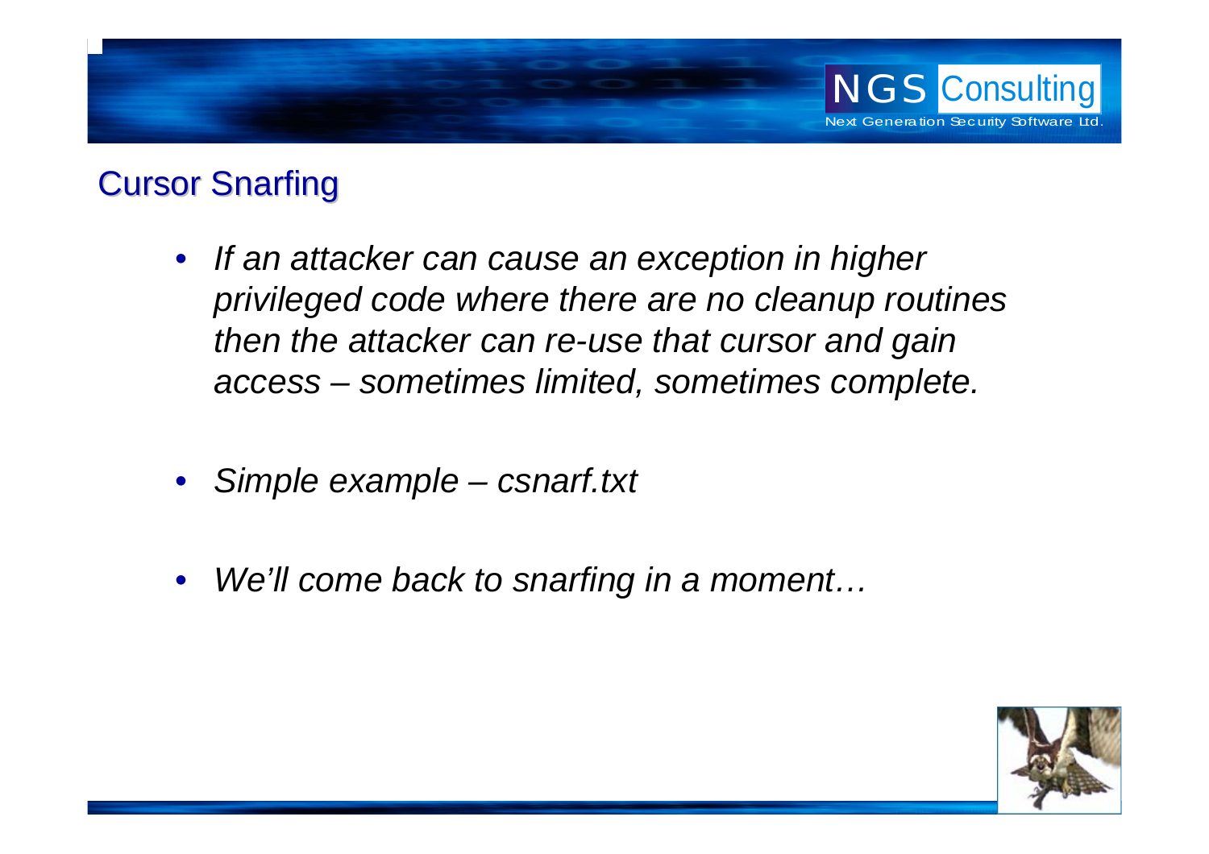## Cursor Snarfing

- *If an attacker can cause an exception in higher privileged code where there are no cleanup routines then the attacker can re-use that cursor and gain access – sometimes limited, sometimes complete.*
- *Simple example – csnarf.txt*
- *We'll come back to snarfing in a moment…*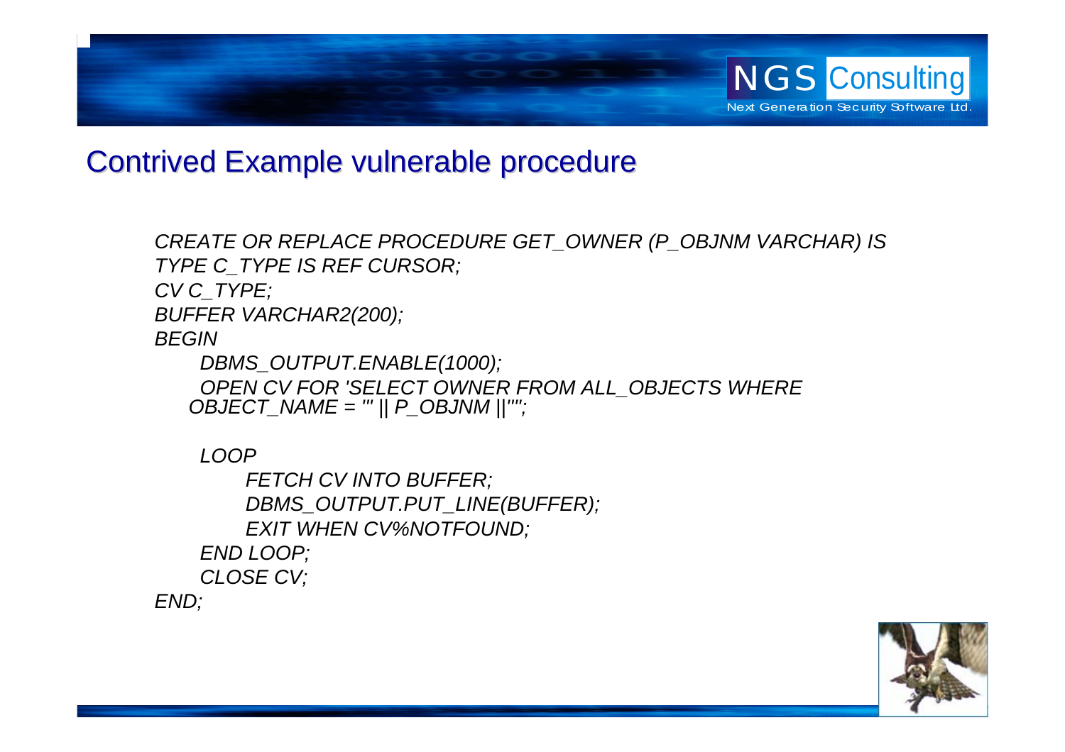## Contrived Example vulnerable procedure

```
CREATE OR REPLACE PROCEDURE GET_OWNER (P_OBJNM VARCHAR) IS
TYPE C_TYPE IS REF CURSOR;
CV C_TYPE;
BUFFER VARCHAR2(200);
BEGIN
    DBMS_OUTPUT.ENABLE(1000);
    OPEN CV FOR 'SELECT OWNER FROM ALL_OBJECTS WHERE
   OBJECT_NAME = ''' || P_OBJNM ||'''';

    LOOP
        FETCH CV INTO BUFFER;
        DBMS_OUTPUT.PUT_LINE(BUFFER);
        EXIT WHEN CV%NOTFOUND;
    END LOOP;
    CLOSE CV;
END;
```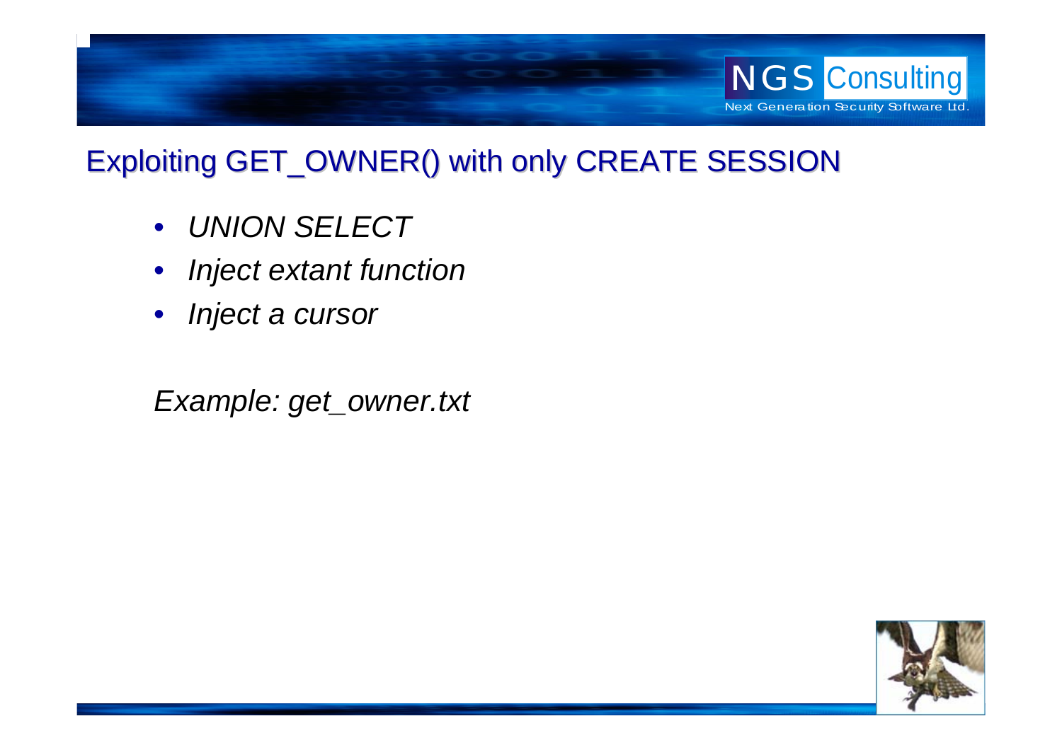# Exploiting GET_OWNER() with only CREATE SESSION

- *UNION SELECT*
- *Inject extant function*
- *Inject a cursor*

*Example: get_owner.txt*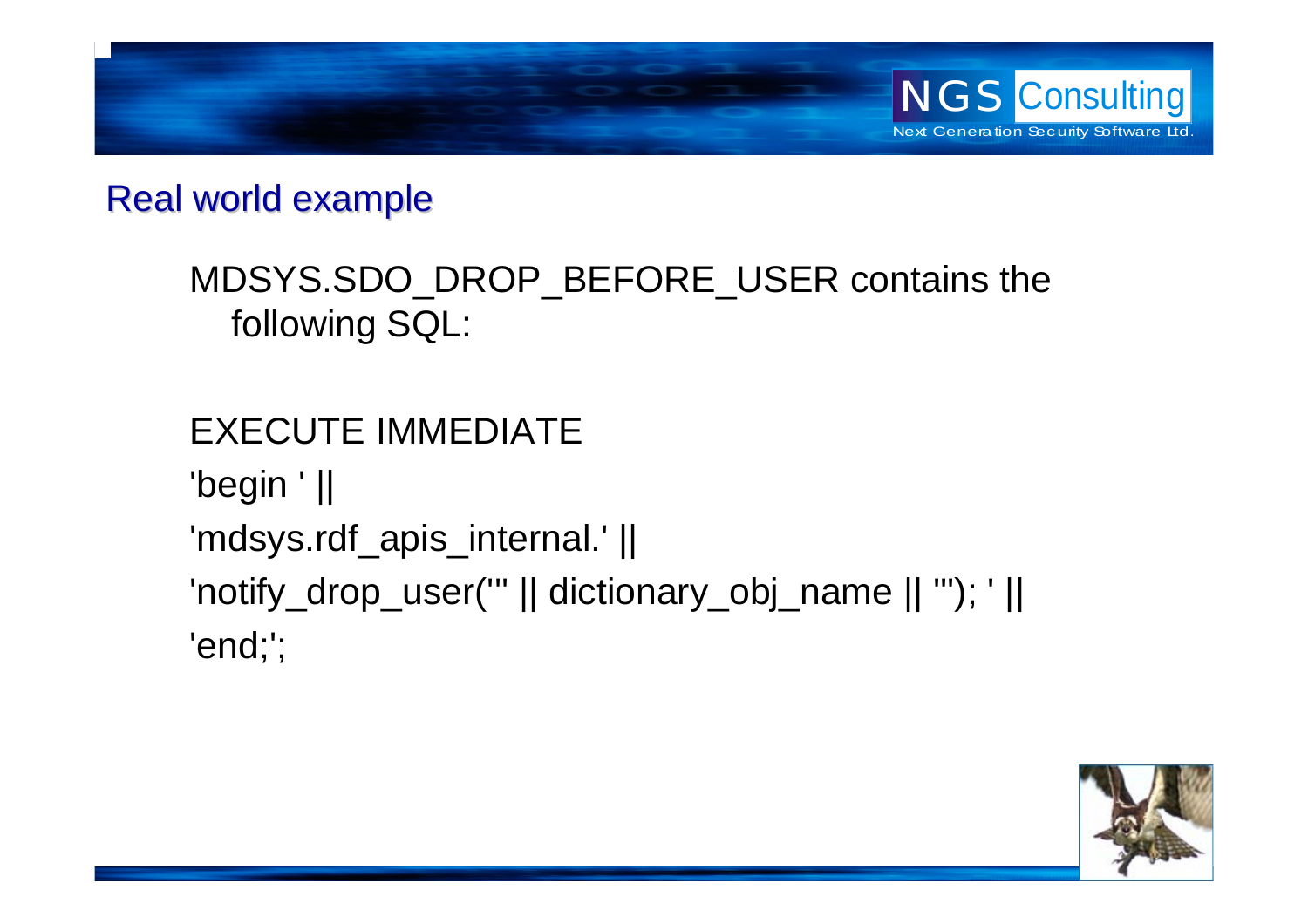## Real world example

MDSYS.SDO_DROP_BEFORE_USER contains the following SQL:

```
EXECUTE IMMEDIATE
'begin ' ||
'mdsys.rdf_apis_internal.' ||
'notify_drop_user(''' || dictionary_obj_name || '''); ' ||
'end;';
```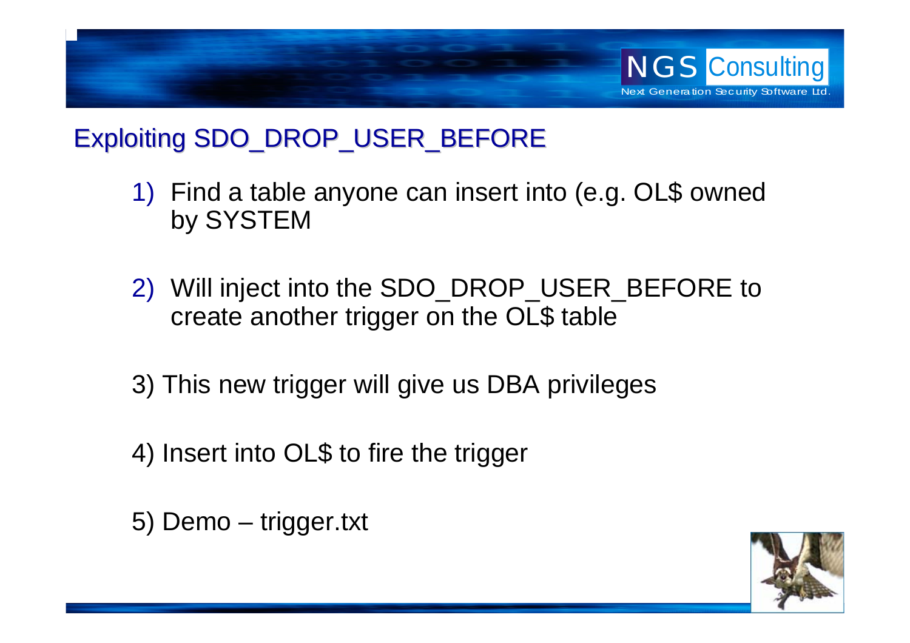## Exploiting SDO_DROP_USER_BEFORE

1) Find a table anyone can insert into (e.g. OL$ owned by SYSTEM

2) Will inject into the SDO_DROP_USER_BEFORE to create another trigger on the OL$ table

3) This new trigger will give us DBA privileges

4) Insert into OL$ to fire the trigger

5) Demo – trigger.txt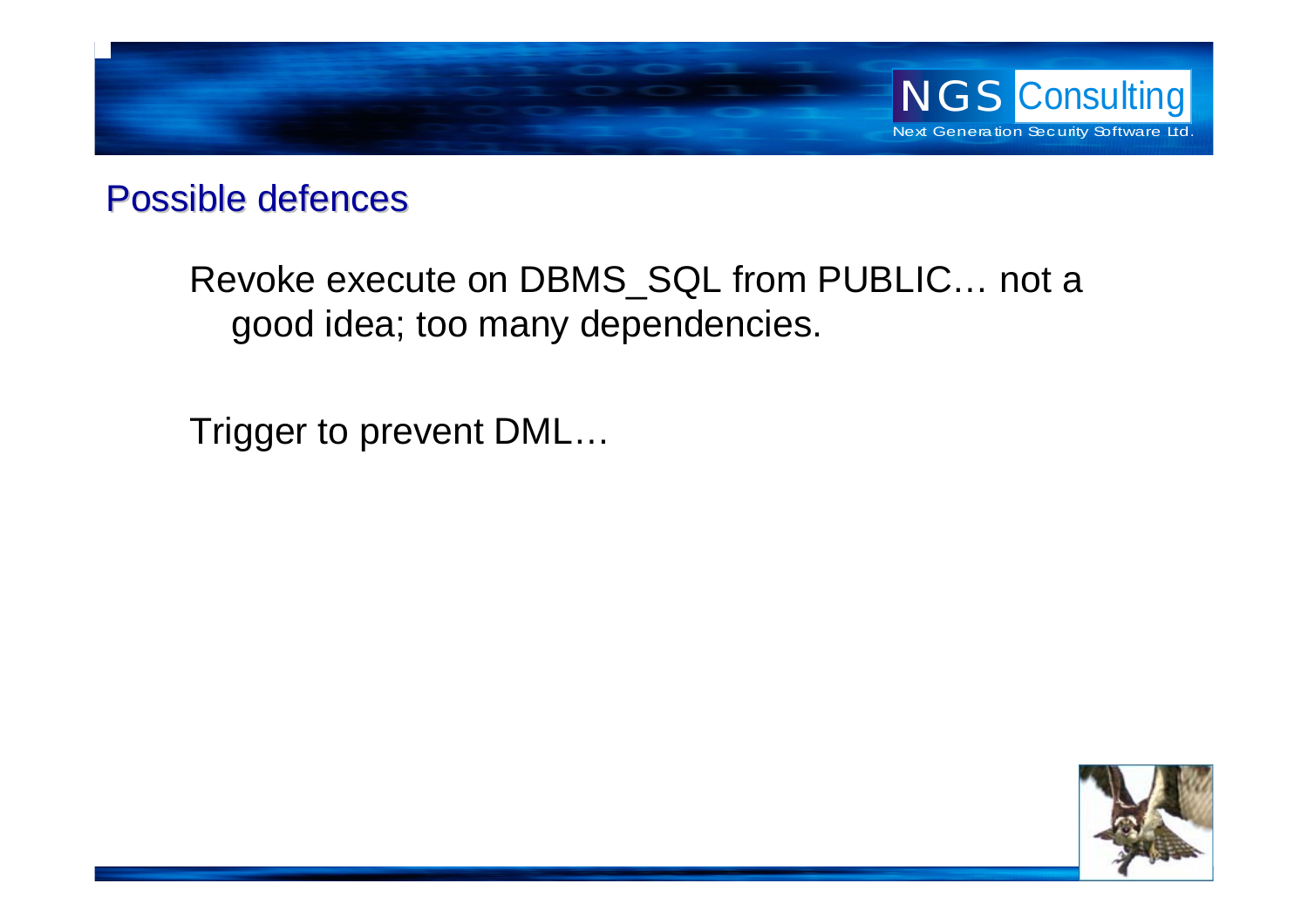## Possible defences

Revoke execute on DBMS_SQL from PUBLIC… not a good idea; too many dependencies.

Trigger to prevent DML…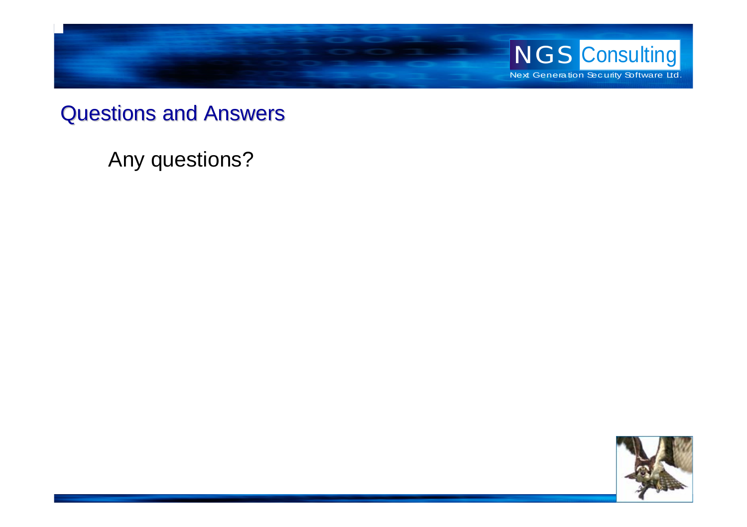## Questions and Answers

Any questions?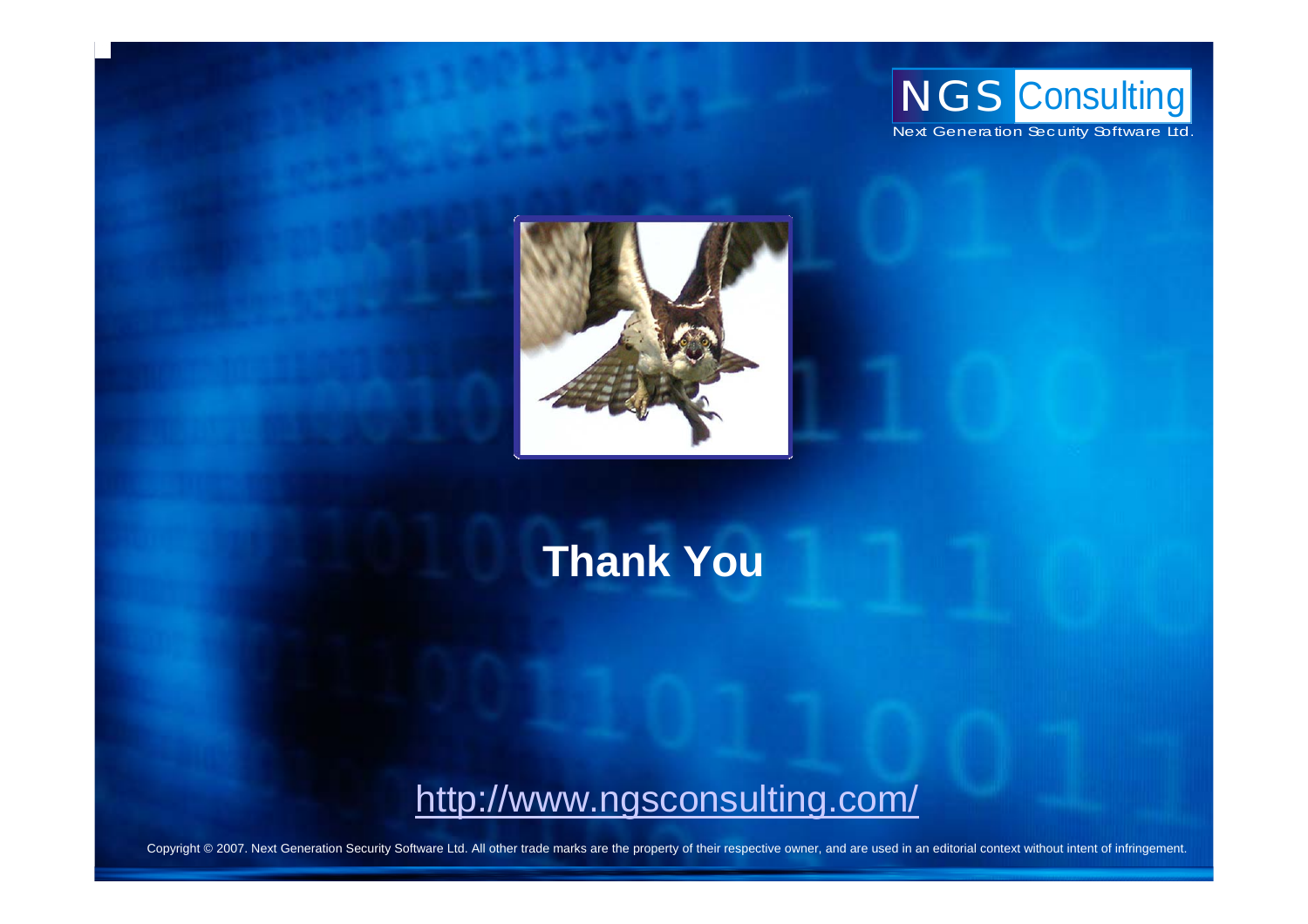NGS Consulting

Next Generation Security Software Ltd.

# Thank You

http://www.ngsconsulting.com/

Copyright © 2007. Next Generation Security Software Ltd. All other trade marks are the property of their respective owner, and are used in an editorial context without intent of infringement.